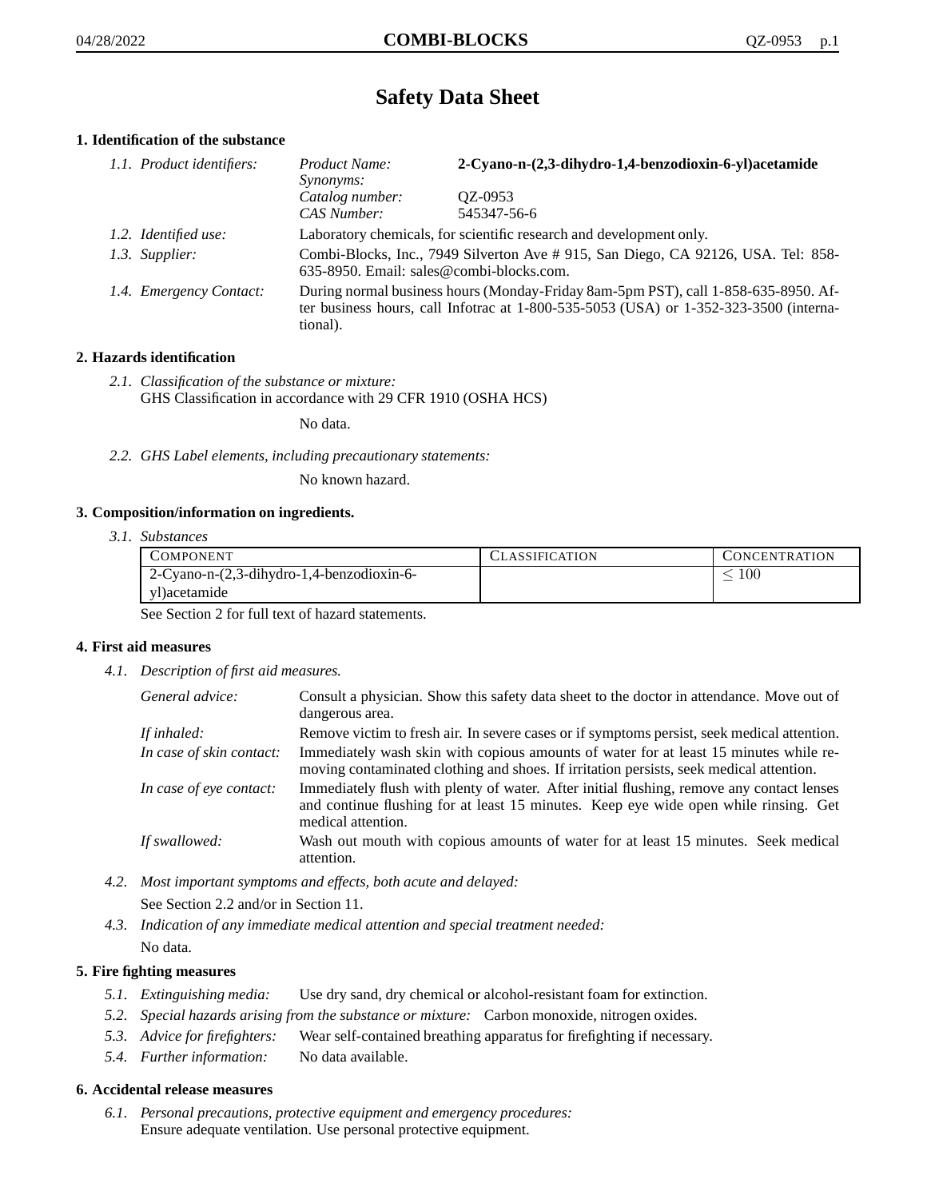# Safety Data Sheet

## 1. Identification of the substance

*1.1. Product identifiers:*

*Product Name:* **2-Cyano-n-(2,3-dihydro-1,4-benzodioxin-6-yl)acetamide**
*Synonyms:*
*Catalog number:* QZ-0953
*CAS Number:* 545347-56-6

*1.2. Identified use:* Laboratory chemicals, for scientific research and development only.

*1.3. Supplier:* Combi-Blocks, Inc., 7949 Silverton Ave # 915, San Diego, CA 92126, USA. Tel: 858-635-8950. Email: sales@combi-blocks.com.

*1.4. Emergency Contact:* During normal business hours (Monday-Friday 8am-5pm PST), call 1-858-635-8950. After business hours, call Infotrac at 1-800-535-5053 (USA) or 1-352-323-3500 (international).

## 2. Hazards identification

*2.1. Classification of the substance or mixture:*
GHS Classification in accordance with 29 CFR 1910 (OSHA HCS)

No data.

*2.2. GHS Label elements, including precautionary statements:*

No known hazard.

## 3. Composition/information on ingredients.

*3.1. Substances*

| Component | Classification | Concentration |
|---|---|---|
| 2-Cyano-n-(2,3-dihydro-1,4-benzodioxin-6-yl)acetamide | | $\leq 100$ |

See Section 2 for full text of hazard statements.

## 4. First aid measures

*4.1. Description of first aid measures.*

*General advice:* Consult a physician. Show this safety data sheet to the doctor in attendance. Move out of dangerous area.

*If inhaled:* Remove victim to fresh air. In severe cases or if symptoms persist, seek medical attention.

*In case of skin contact:* Immediately wash skin with copious amounts of water for at least 15 minutes while removing contaminated clothing and shoes. If irritation persists, seek medical attention.

*In case of eye contact:* Immediately flush with plenty of water. After initial flushing, remove any contact lenses and continue flushing for at least 15 minutes. Keep eye wide open while rinsing. Get medical attention.

*If swallowed:* Wash out mouth with copious amounts of water for at least 15 minutes. Seek medical attention.

*4.2. Most important symptoms and effects, both acute and delayed:*
See Section 2.2 and/or in Section 11.

*4.3. Indication of any immediate medical attention and special treatment needed:*
No data.

## 5. Fire fighting measures

*5.1. Extinguishing media:* Use dry sand, dry chemical or alcohol-resistant foam for extinction.

*5.2. Special hazards arising from the substance or mixture:* Carbon monoxide, nitrogen oxides.

*5.3. Advice for firefighters:* Wear self-contained breathing apparatus for firefighting if necessary.

*5.4. Further information:* No data available.

## 6. Accidental release measures

*6.1. Personal precautions, protective equipment and emergency procedures:*
Ensure adequate ventilation. Use personal protective equipment.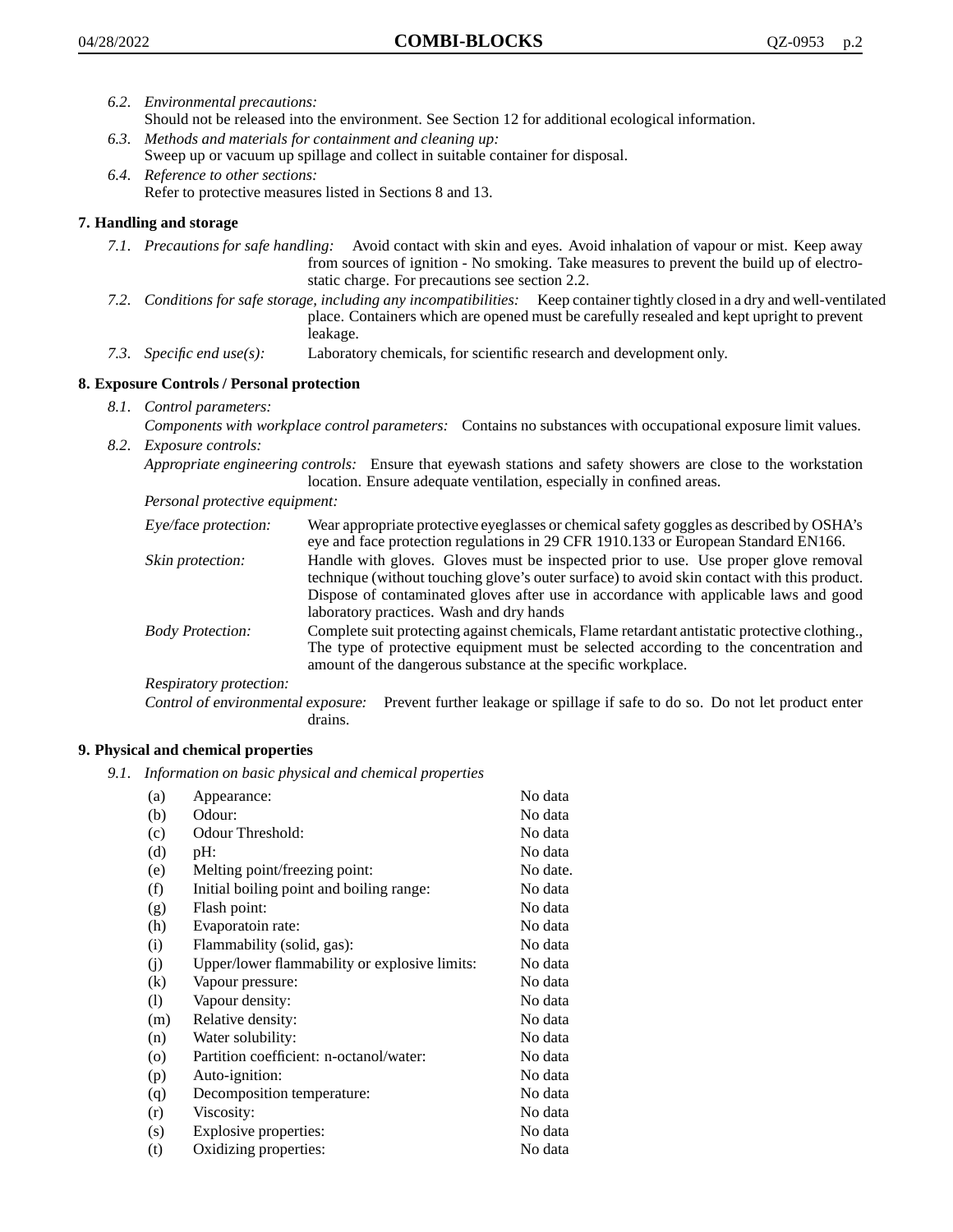*6.2. Environmental precautions:*
Should not be released into the environment. See Section 12 for additional ecological information.

*6.3. Methods and materials for containment and cleaning up:*
Sweep up or vacuum up spillage and collect in suitable container for disposal.

*6.4. Reference to other sections:*
Refer to protective measures listed in Sections 8 and 13.

## 7. Handling and storage

*7.1. Precautions for safe handling:* Avoid contact with skin and eyes. Avoid inhalation of vapour or mist. Keep away from sources of ignition - No smoking. Take measures to prevent the build up of electrostatic charge. For precautions see section 2.2.

*7.2. Conditions for safe storage, including any incompatibilities:* Keep container tightly closed in a dry and well-ventilated place. Containers which are opened must be carefully resealed and kept upright to prevent leakage.

*7.3. Specific end use(s):* Laboratory chemicals, for scientific research and development only.

## 8. Exposure Controls / Personal protection

*8.1. Control parameters:*
*Components with workplace control parameters:* Contains no substances with occupational exposure limit values.

*8.2. Exposure controls:*
*Appropriate engineering controls:* Ensure that eyewash stations and safety showers are close to the workstation location. Ensure adequate ventilation, especially in confined areas.

*Personal protective equipment:*

*Eye/face protection:* Wear appropriate protective eyeglasses or chemical safety goggles as described by OSHA's eye and face protection regulations in 29 CFR 1910.133 or European Standard EN166.

*Skin protection:* Handle with gloves. Gloves must be inspected prior to use. Use proper glove removal technique (without touching glove's outer surface) to avoid skin contact with this product. Dispose of contaminated gloves after use in accordance with applicable laws and good laboratory practices. Wash and dry hands

*Body Protection:* Complete suit protecting against chemicals, Flame retardant antistatic protective clothing., The type of protective equipment must be selected according to the concentration and amount of the dangerous substance at the specific workplace.

*Respiratory protection:*

*Control of environmental exposure:* Prevent further leakage or spillage if safe to do so. Do not let product enter drains.

## 9. Physical and chemical properties

*9.1. Information on basic physical and chemical properties*

| | | |
|---|---|---|
| (a) | Appearance: | No data |
| (b) | Odour: | No data |
| (c) | Odour Threshold: | No data |
| (d) | pH: | No data |
| (e) | Melting point/freezing point: | No date. |
| (f) | Initial boiling point and boiling range: | No data |
| (g) | Flash point: | No data |
| (h) | Evaporatoin rate: | No data |
| (i) | Flammability (solid, gas): | No data |
| (j) | Upper/lower flammability or explosive limits: | No data |
| (k) | Vapour pressure: | No data |
| (l) | Vapour density: | No data |
| (m) | Relative density: | No data |
| (n) | Water solubility: | No data |
| (o) | Partition coefficient: n-octanol/water: | No data |
| (p) | Auto-ignition: | No data |
| (q) | Decomposition temperature: | No data |
| (r) | Viscosity: | No data |
| (s) | Explosive properties: | No data |
| (t) | Oxidizing properties: | No data |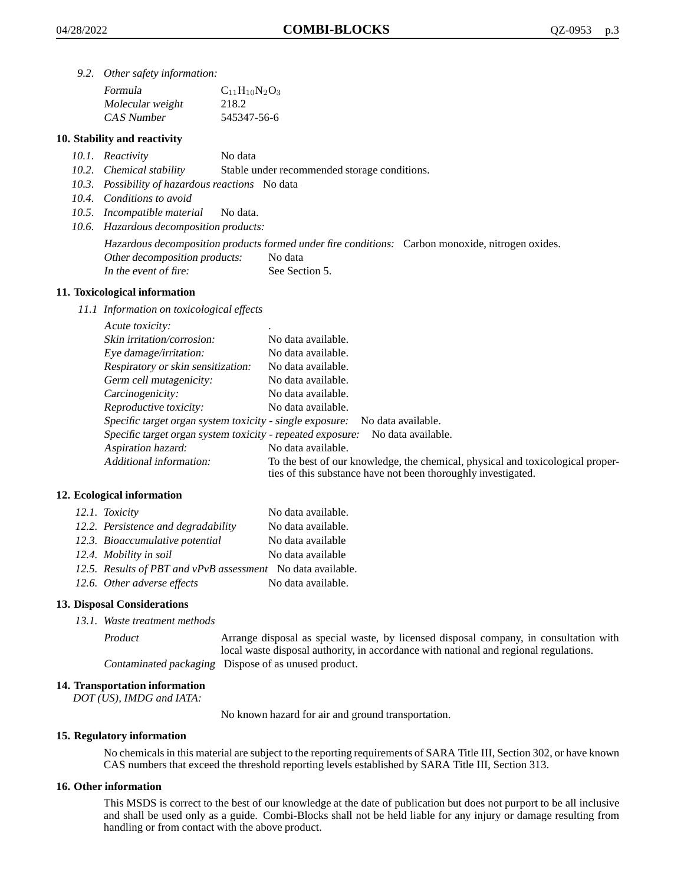*9.2. Other safety information:*

| | |
|---|---|
| *Formula* | $C_{11}H_{10}N_2O_3$ |
| *Molecular weight* | 218.2 |
| *CAS Number* | 545347-56-6 |

## 10. Stability and reactivity

*10.1. Reactivity* No data

*10.2. Chemical stability* Stable under recommended storage conditions.

*10.3. Possibility of hazardous reactions* No data

*10.4. Conditions to avoid*

*10.5. Incompatible material* No data.

*10.6. Hazardous decomposition products:*

*Hazardous decomposition products formed under fire conditions:* Carbon monoxide, nitrogen oxides.

*Other decomposition products:* No data

*In the event of fire:* See Section 5.

## 11. Toxicological information

*11.1 Information on toxicological effects*

| | |
|---|---|
| *Acute toxicity:* | . |
| *Skin irritation/corrosion:* | No data available. |
| *Eye damage/irritation:* | No data available. |
| *Respiratory or skin sensitization:* | No data available. |
| *Germ cell mutagenicity:* | No data available. |
| *Carcinogenicity:* | No data available. |
| *Reproductive toxicity:* | No data available. |
| *Specific target organ system toxicity - single exposure:* | No data available. |
| *Specific target organ system toxicity - repeated exposure:* | No data available. |
| *Aspiration hazard:* | No data available. |
| *Additional information:* | To the best of our knowledge, the chemical, physical and toxicological properties of this substance have not been thoroughly investigated. |

## 12. Ecological information

| | |
|---|---|
| *12.1. Toxicity* | No data available. |
| *12.2. Persistence and degradability* | No data available. |
| *12.3. Bioaccumulative potential* | No data available |
| *12.4. Mobility in soil* | No data available |
| *12.5. Results of PBT and vPvB assessment* | No data available. |
| *12.6. Other adverse effects* | No data available. |

## 13. Disposal Considerations

*13.1. Waste treatment methods*

*Product* Arrange disposal as special waste, by licensed disposal company, in consultation with local waste disposal authority, in accordance with national and regional regulations.

*Contaminated packaging* Dispose of as unused product.

## 14. Transportation information

*DOT (US), IMDG and IATA:*

No known hazard for air and ground transportation.

## 15. Regulatory information

No chemicals in this material are subject to the reporting requirements of SARA Title III, Section 302, or have known CAS numbers that exceed the threshold reporting levels established by SARA Title III, Section 313.

## 16. Other information

This MSDS is correct to the best of our knowledge at the date of publication but does not purport to be all inclusive and shall be used only as a guide. Combi-Blocks shall not be held liable for any injury or damage resulting from handling or from contact with the above product.